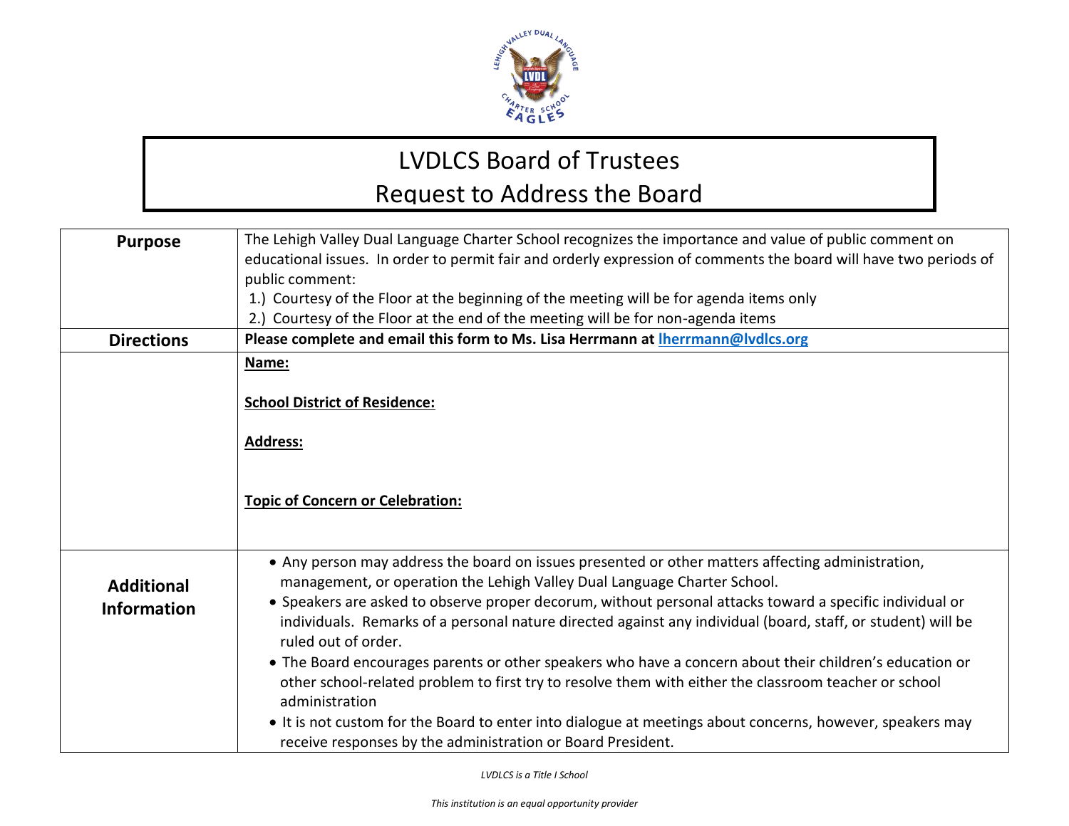# LVDLCS Board of Trustees
## Request to Address the Board

| Purpose | The Lehigh Valley Dual Language Charter School recognizes the importance and value of public comment on educational issues. In order to permit fair and orderly expression of comments the board will have two periods of public comment:<br>1.) Courtesy of the Floor at the beginning of the meeting will be for agenda items only<br>2.) Courtesy of the Floor at the end of the meeting will be for non-agenda items |
|---|---|
| **Directions** | **Please complete and email this form to Ms. Lisa Herrmann at lherrmann@lvdlcs.org** |
| | **Name:**<br><br>**School District of Residence:**<br><br>**Address:**<br><br><br>**Topic of Concern or Celebration:** |
| **Additional Information** | • Any person may address the board on issues presented or other matters affecting administration, management, or operation the Lehigh Valley Dual Language Charter School.<br>• Speakers are asked to observe proper decorum, without personal attacks toward a specific individual or individuals. Remarks of a personal nature directed against any individual (board, staff, or student) will be ruled out of order.<br>• The Board encourages parents or other speakers who have a concern about their children's education or other school-related problem to first try to resolve them with either the classroom teacher or school administration<br>• It is not custom for the Board to enter into dialogue at meetings about concerns, however, speakers may receive responses by the administration or Board President. |

*LVDLCS is a Title I School*

*This institution is an equal opportunity provider*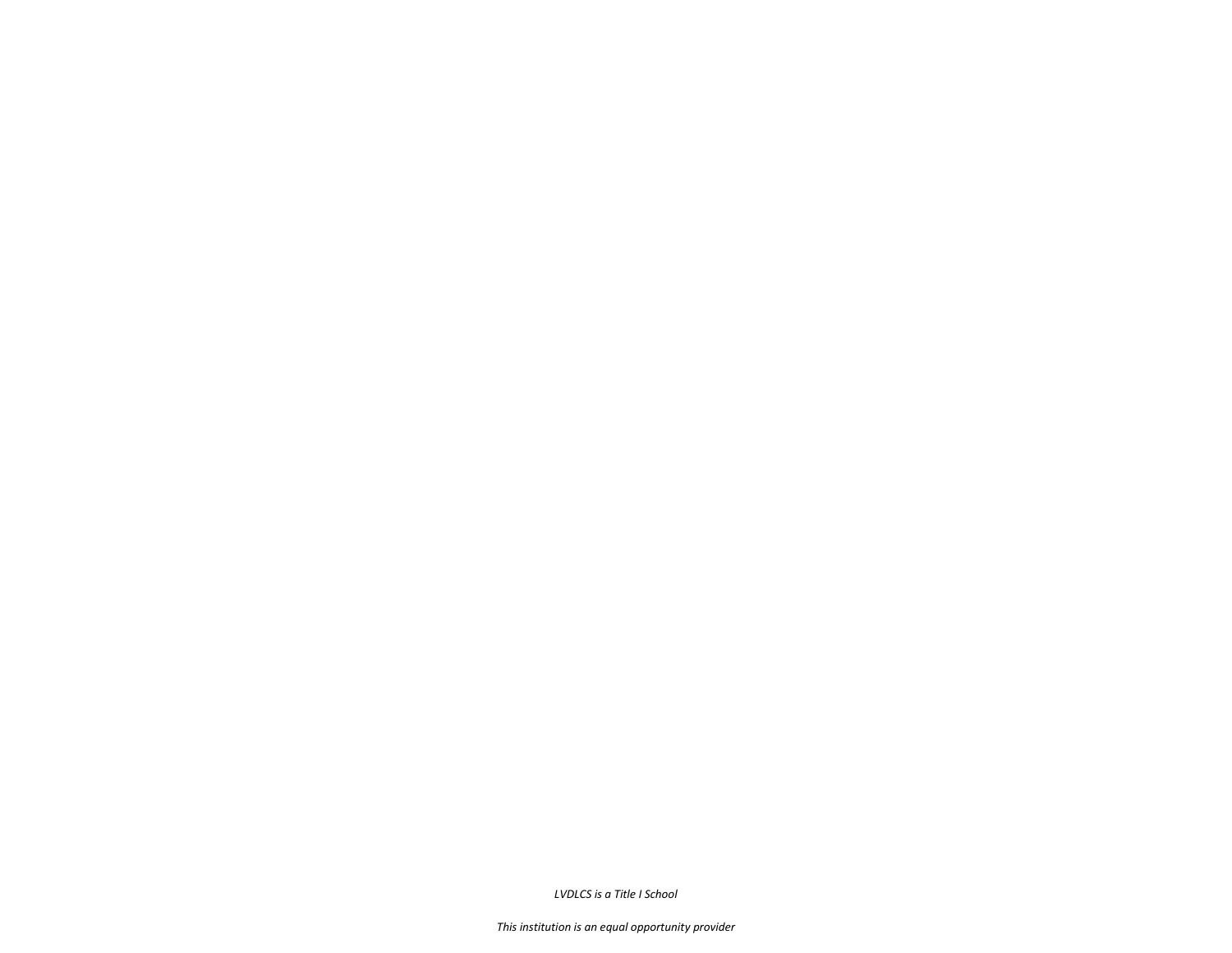*LVDLCS is a Title I School*

*This institution is an equal opportunity provider*